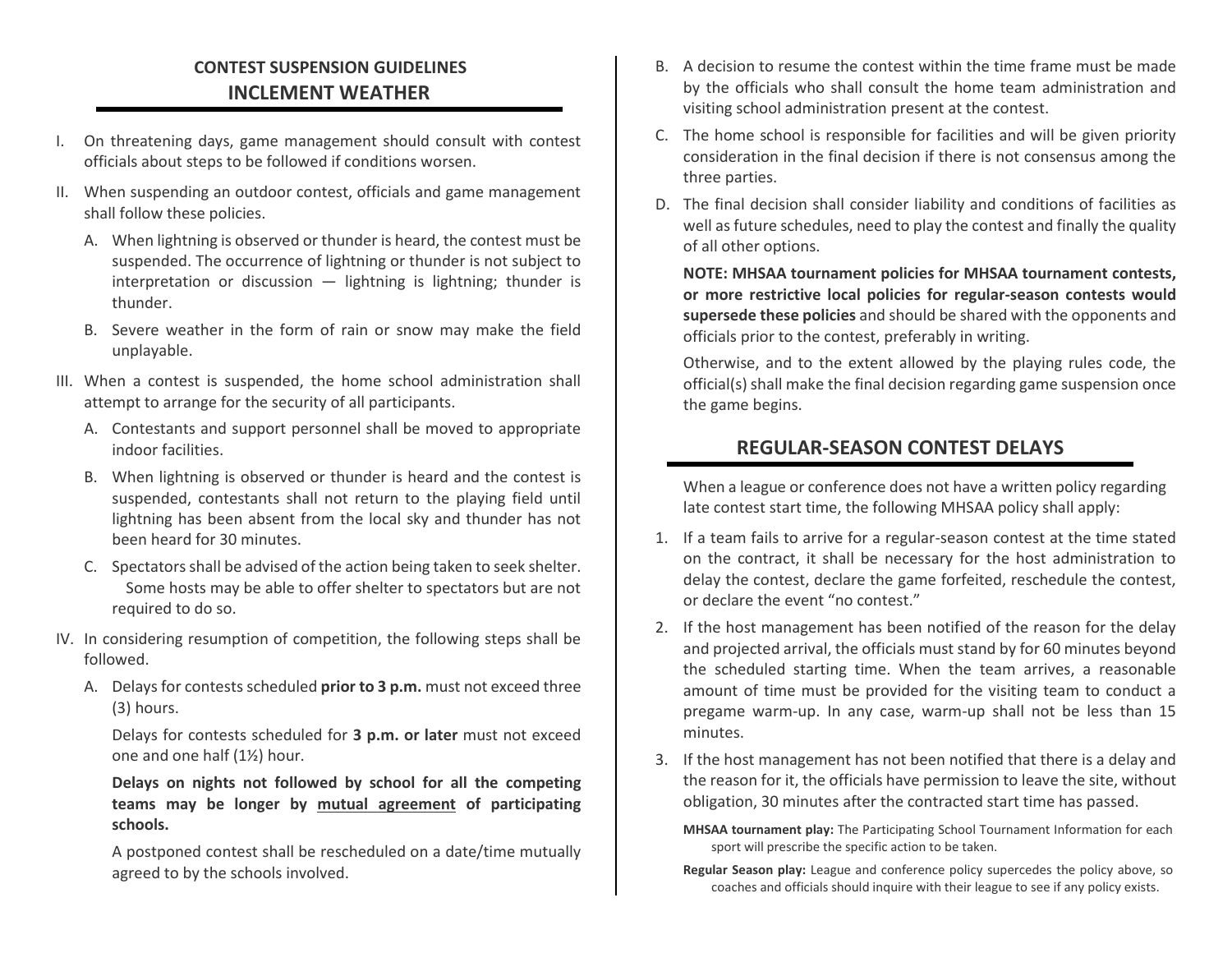## CONTEST SUSPENSION GUIDELINES

# INCLEMENT WEATHER

I. On threatening days, game management should consult with contest officials about steps to be followed if conditions worsen.

II. When suspending an outdoor contest, officials and game management shall follow these policies.

   A. When lightning is observed or thunder is heard, the contest must be suspended. The occurrence of lightning or thunder is not subject to interpretation or discussion — lightning is lightning; thunder is thunder.

   B. Severe weather in the form of rain or snow may make the field unplayable.

III. When a contest is suspended, the home school administration shall attempt to arrange for the security of all participants.

   A. Contestants and support personnel shall be moved to appropriate indoor facilities.

   B. When lightning is observed or thunder is heard and the contest is suspended, contestants shall not return to the playing field until lightning has been absent from the local sky and thunder has not been heard for 30 minutes.

   C. Spectators shall be advised of the action being taken to seek shelter. Some hosts may be able to offer shelter to spectators but are not required to do so.

IV. In considering resumption of competition, the following steps shall be followed.

   A. Delays for contests scheduled **prior to 3 p.m.** must not exceed three (3) hours.

      Delays for contests scheduled for **3 p.m. or later** must not exceed one and one half (1½) hour.

      **Delays on nights not followed by school for all the competing teams may be longer by <u>mutual agreement</u> of participating schools.**

      A postponed contest shall be rescheduled on a date/time mutually agreed to by the schools involved.

   B. A decision to resume the contest within the time frame must be made by the officials who shall consult the home team administration and visiting school administration present at the contest.

   C. The home school is responsible for facilities and will be given priority consideration in the final decision if there is not consensus among the three parties.

   D. The final decision shall consider liability and conditions of facilities as well as future schedules, need to play the contest and finally the quality of all other options.

      **NOTE: MHSAA tournament policies for MHSAA tournament contests, or more restrictive local policies for regular-season contests would supersede these policies** and should be shared with the opponents and officials prior to the contest, preferably in writing.

      Otherwise, and to the extent allowed by the playing rules code, the official(s) shall make the final decision regarding game suspension once the game begins.

# REGULAR-SEASON CONTEST DELAYS

When a league or conference does not have a written policy regarding late contest start time, the following MHSAA policy shall apply:

1. If a team fails to arrive for a regular-season contest at the time stated on the contract, it shall be necessary for the host administration to delay the contest, declare the game forfeited, reschedule the contest, or declare the event "no contest."
2. If the host management has been notified of the reason for the delay and projected arrival, the officials must stand by for 60 minutes beyond the scheduled starting time. When the team arrives, a reasonable amount of time must be provided for the visiting team to conduct a pregame warm-up. In any case, warm-up shall not be less than 15 minutes.
3. If the host management has not been notified that there is a delay and the reason for it, the officials have permission to leave the site, without obligation, 30 minutes after the contracted start time has passed.

**MHSAA tournament play:** The Participating School Tournament Information for each sport will prescribe the specific action to be taken.

**Regular Season play:** League and conference policy supercedes the policy above, so coaches and officials should inquire with their league to see if any policy exists.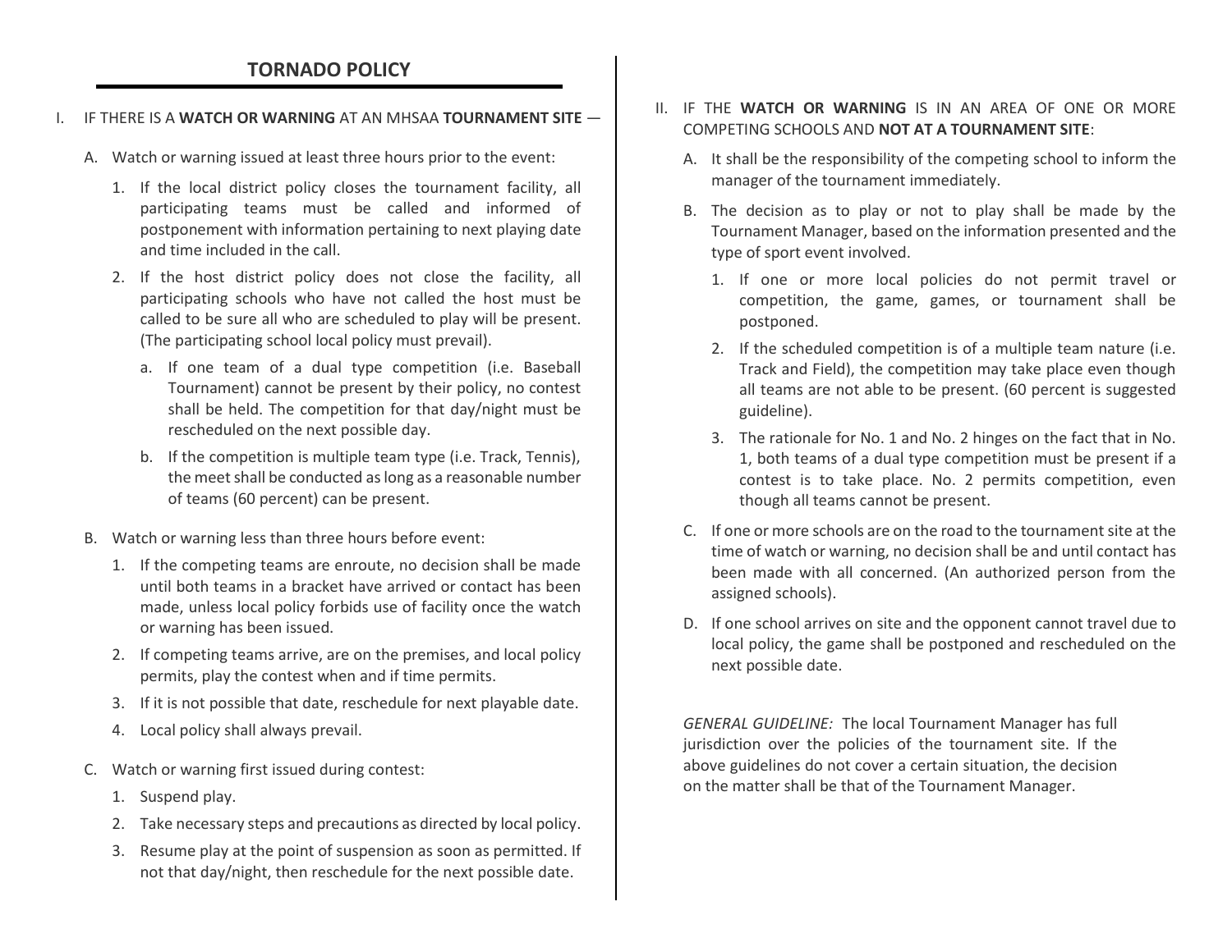# TORNADO POLICY

I. IF THERE IS A **WATCH OR WARNING** AT AN MHSAA **TOURNAMENT SITE** —

   A. Watch or warning issued at least three hours prior to the event:

      1. If the local district policy closes the tournament facility, all participating teams must be called and informed of postponement with information pertaining to next playing date and time included in the call.

      2. If the host district policy does not close the facility, all participating schools who have not called the host must be called to be sure all who are scheduled to play will be present. (The participating school local policy must prevail).

         a. If one team of a dual type competition (i.e. Baseball Tournament) cannot be present by their policy, no contest shall be held. The competition for that day/night must be rescheduled on the next possible day.

         b. If the competition is multiple team type (i.e. Track, Tennis), the meet shall be conducted as long as a reasonable number of teams (60 percent) can be present.

   B. Watch or warning less than three hours before event:

      1. If the competing teams are enroute, no decision shall be made until both teams in a bracket have arrived or contact has been made, unless local policy forbids use of facility once the watch or warning has been issued.

      2. If competing teams arrive, are on the premises, and local policy permits, play the contest when and if time permits.

      3. If it is not possible that date, reschedule for next playable date.

      4. Local policy shall always prevail.

   C. Watch or warning first issued during contest:

      1. Suspend play.

      2. Take necessary steps and precautions as directed by local policy.

      3. Resume play at the point of suspension as soon as permitted. If not that day/night, then reschedule for the next possible date.

II. IF THE **WATCH OR WARNING** IS IN AN AREA OF ONE OR MORE COMPETING SCHOOLS AND **NOT AT A TOURNAMENT SITE**:

   A. It shall be the responsibility of the competing school to inform the manager of the tournament immediately.

   B. The decision as to play or not to play shall be made by the Tournament Manager, based on the information presented and the type of sport event involved.

      1. If one or more local policies do not permit travel or competition, the game, games, or tournament shall be postponed.

      2. If the scheduled competition is of a multiple team nature (i.e. Track and Field), the competition may take place even though all teams are not able to be present. (60 percent is suggested guideline).

      3. The rationale for No. 1 and No. 2 hinges on the fact that in No. 1, both teams of a dual type competition must be present if a contest is to take place. No. 2 permits competition, even though all teams cannot be present.

   C. If one or more schools are on the road to the tournament site at the time of watch or warning, no decision shall be and until contact has been made with all concerned. (An authorized person from the assigned schools).

   D. If one school arrives on site and the opponent cannot travel due to local policy, the game shall be postponed and rescheduled on the next possible date.

*GENERAL GUIDELINE:* The local Tournament Manager has full jurisdiction over the policies of the tournament site. If the above guidelines do not cover a certain situation, the decision on the matter shall be that of the Tournament Manager.